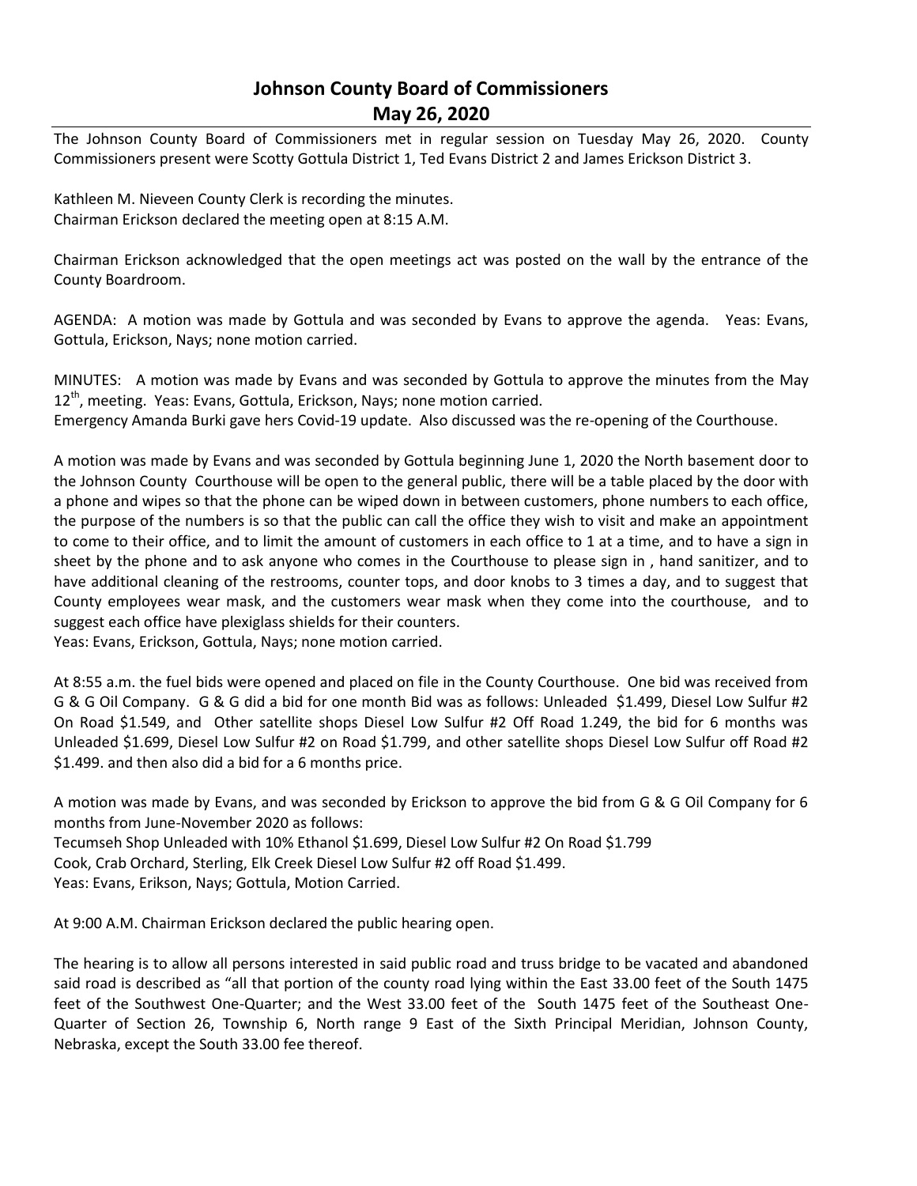# Johnson County Board of Commissioners
# May 26, 2020

The Johnson County Board of Commissioners met in regular session on Tuesday May 26, 2020. County Commissioners present were Scotty Gottula District 1, Ted Evans District 2 and James Erickson District 3.

Kathleen M. Nieveen County Clerk is recording the minutes.
Chairman Erickson declared the meeting open at 8:15 A.M.

Chairman Erickson acknowledged that the open meetings act was posted on the wall by the entrance of the County Boardroom.

AGENDA: A motion was made by Gottula and was seconded by Evans to approve the agenda. Yeas: Evans, Gottula, Erickson, Nays; none motion carried.

MINUTES: A motion was made by Evans and was seconded by Gottula to approve the minutes from the May 12th, meeting. Yeas: Evans, Gottula, Erickson, Nays; none motion carried.
Emergency Amanda Burki gave hers Covid-19 update. Also discussed was the re-opening of the Courthouse.

A motion was made by Evans and was seconded by Gottula beginning June 1, 2020 the North basement door to the Johnson County Courthouse will be open to the general public, there will be a table placed by the door with a phone and wipes so that the phone can be wiped down in between customers, phone numbers to each office, the purpose of the numbers is so that the public can call the office they wish to visit and make an appointment to come to their office, and to limit the amount of customers in each office to 1 at a time, and to have a sign in sheet by the phone and to ask anyone who comes in the Courthouse to please sign in , hand sanitizer, and to have additional cleaning of the restrooms, counter tops, and door knobs to 3 times a day, and to suggest that County employees wear mask, and the customers wear mask when they come into the courthouse, and to suggest each office have plexiglass shields for their counters.
Yeas: Evans, Erickson, Gottula, Nays; none motion carried.

At 8:55 a.m. the fuel bids were opened and placed on file in the County Courthouse. One bid was received from G & G Oil Company. G & G did a bid for one month Bid was as follows: Unleaded $1.499, Diesel Low Sulfur #2 On Road $1.549, and Other satellite shops Diesel Low Sulfur #2 Off Road 1.249, the bid for 6 months was Unleaded $1.699, Diesel Low Sulfur #2 on Road $1.799, and other satellite shops Diesel Low Sulfur off Road #2 $1.499. and then also did a bid for a 6 months price.

A motion was made by Evans, and was seconded by Erickson to approve the bid from G & G Oil Company for 6 months from June-November 2020 as follows:
Tecumseh Shop Unleaded with 10% Ethanol $1.699, Diesel Low Sulfur #2 On Road $1.799
Cook, Crab Orchard, Sterling, Elk Creek Diesel Low Sulfur #2 off Road $1.499.
Yeas: Evans, Erikson, Nays; Gottula, Motion Carried.

At 9:00 A.M. Chairman Erickson declared the public hearing open.

The hearing is to allow all persons interested in said public road and truss bridge to be vacated and abandoned said road is described as "all that portion of the county road lying within the East 33.00 feet of the South 1475 feet of the Southwest One-Quarter; and the West 33.00 feet of the South 1475 feet of the Southeast One-Quarter of Section 26, Township 6, North range 9 East of the Sixth Principal Meridian, Johnson County, Nebraska, except the South 33.00 fee thereof.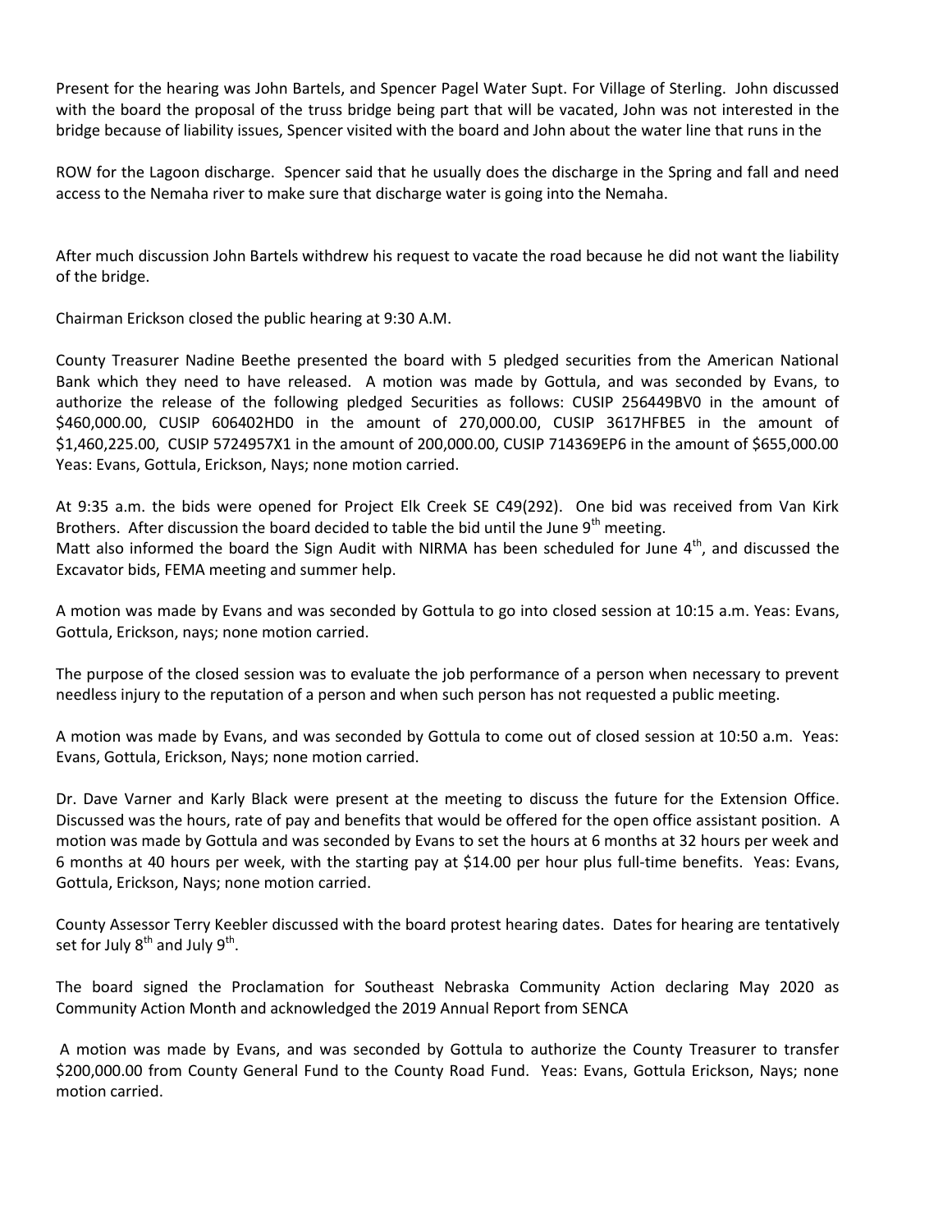Present for the hearing was John Bartels, and Spencer Pagel Water Supt. For Village of Sterling. John discussed with the board the proposal of the truss bridge being part that will be vacated, John was not interested in the bridge because of liability issues, Spencer visited with the board and John about the water line that runs in the

ROW for the Lagoon discharge. Spencer said that he usually does the discharge in the Spring and fall and need access to the Nemaha river to make sure that discharge water is going into the Nemaha.

After much discussion John Bartels withdrew his request to vacate the road because he did not want the liability of the bridge.

Chairman Erickson closed the public hearing at 9:30 A.M.

County Treasurer Nadine Beethe presented the board with 5 pledged securities from the American National Bank which they need to have released. A motion was made by Gottula, and was seconded by Evans, to authorize the release of the following pledged Securities as follows: CUSIP 256449BV0 in the amount of $460,000.00, CUSIP 606402HD0 in the amount of 270,000.00, CUSIP 3617HFBE5 in the amount of $1,460,225.00, CUSIP 5724957X1 in the amount of 200,000.00, CUSIP 714369EP6 in the amount of $655,000.00 Yeas: Evans, Gottula, Erickson, Nays; none motion carried.

At 9:35 a.m. the bids were opened for Project Elk Creek SE C49(292). One bid was received from Van Kirk Brothers. After discussion the board decided to table the bid until the June 9th meeting.
Matt also informed the board the Sign Audit with NIRMA has been scheduled for June 4th, and discussed the Excavator bids, FEMA meeting and summer help.

A motion was made by Evans and was seconded by Gottula to go into closed session at 10:15 a.m. Yeas: Evans, Gottula, Erickson, nays; none motion carried.

The purpose of the closed session was to evaluate the job performance of a person when necessary to prevent needless injury to the reputation of a person and when such person has not requested a public meeting.

A motion was made by Evans, and was seconded by Gottula to come out of closed session at 10:50 a.m. Yeas: Evans, Gottula, Erickson, Nays; none motion carried.

Dr. Dave Varner and Karly Black were present at the meeting to discuss the future for the Extension Office. Discussed was the hours, rate of pay and benefits that would be offered for the open office assistant position. A motion was made by Gottula and was seconded by Evans to set the hours at 6 months at 32 hours per week and 6 months at 40 hours per week, with the starting pay at $14.00 per hour plus full-time benefits. Yeas: Evans, Gottula, Erickson, Nays; none motion carried.

County Assessor Terry Keebler discussed with the board protest hearing dates. Dates for hearing are tentatively set for July 8th and July 9th.

The board signed the Proclamation for Southeast Nebraska Community Action declaring May 2020 as Community Action Month and acknowledged the 2019 Annual Report from SENCA

A motion was made by Evans, and was seconded by Gottula to authorize the County Treasurer to transfer $200,000.00 from County General Fund to the County Road Fund. Yeas: Evans, Gottula Erickson, Nays; none motion carried.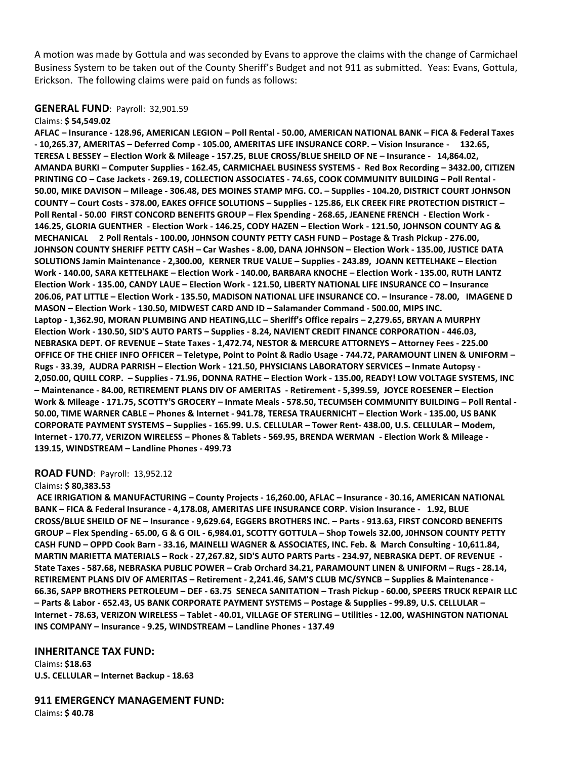A motion was made by Gottula and was seconded by Evans to approve the claims with the change of Carmichael Business System to be taken out of the County Sheriff's Budget and not 911 as submitted. Yeas: Evans, Gottula, Erickson. The following claims were paid on funds as follows:

**GENERAL FUND**: Payroll: 32,901.59

Claims: **$ 54,549.02**

**AFLAC – Insurance - 128.96, AMERICAN LEGION – Poll Rental - 50.00, AMERICAN NATIONAL BANK – FICA & Federal Taxes - 10,265.37, AMERITAS – Deferred Comp - 105.00, AMERITAS LIFE INSURANCE CORP. – Vision Insurance - 132.65, TERESA L BESSEY – Election Work & Mileage - 157.25, BLUE CROSS/BLUE SHEILD OF NE – Insurance - 14,864.02, AMANDA BURKI – Computer Supplies - 162.45, CARMICHAEL BUSINESS SYSTEMS - Red Box Recording – 3432.00, CITIZEN PRINTING CO – Case Jackets - 269.19, COLLECTION ASSOCIATES - 74.65, COOK COMMUNITY BUILDING – Poll Rental - 50.00, MIKE DAVISON – Mileage - 306.48, DES MOINES STAMP MFG. CO. – Supplies - 104.20, DISTRICT COURT JOHNSON COUNTY – Court Costs - 378.00, EAKES OFFICE SOLUTIONS – Supplies - 125.86, ELK CREEK FIRE PROTECTION DISTRICT – Poll Rental - 50.00 FIRST CONCORD BENEFITS GROUP – Flex Spending - 268.65, JEANENE FRENCH - Election Work - 146.25, GLORIA GUENTHER - Election Work - 146.25, CODY HAZEN – Election Work - 121.50, JOHNSON COUNTY AG & MECHANICAL 2 Poll Rentals - 100.00, J0HNSON COUNTY PETTY CASH FUND – Postage & Trash Pickup - 276.00, JOHNSON COUNTY SHERIFF PETTY CASH – Car Washes - 8.00, DANA JOHNSON – Election Work - 135.00, JUSTICE DATA SOLUTIONS Jamin Maintenance - 2,300.00, KERNER TRUE VALUE – Supplies - 243.89, JOANN KETTELHAKE – Election Work - 140.00, SARA KETTELHAKE – Election Work - 140.00, BARBARA KNOCHE – Election Work - 135.00, RUTH LANTZ Election Work - 135.00, CANDY LAUE – Election Work - 121.50, LIBERTY NATIONAL LIFE INSURANCE CO – Insurance 206.06, PAT LITTLE – Election Work - 135.50, MADISON NATIONAL LIFE INSURANCE CO. – Insurance - 78.00, IMAGENE D MASON – Election Work - 130.50, MIDWEST CARD AND ID – Salamander Command - 500.00, MIPS INC. Laptop - 1,362.90, MORAN PLUMBING AND HEATING,LLC – Sheriff's Office repairs – 2,279.65, BRYAN A MURPHY Election Work - 130.50, SID'S AUTO PARTS – Supplies - 8.24, NAVIENT CREDIT FINANCE CORPORATION - 446.03, NEBRASKA DEPT. OF REVENUE – State Taxes - 1,472.74, NESTOR & MERCURE ATTORNEYS – Attorney Fees - 225.00 OFFICE OF THE CHIEF INFO OFFICER – Teletype, Point to Point & Radio Usage - 744.72, PARAMOUNT LINEN & UNIFORM – Rugs - 33.39, AUDRA PARRISH – Election Work - 121.50, PHYSICIANS LABORATORY SERVICES – Inmate Autopsy - 2,050.00, QUILL CORP. – Supplies - 71.96, DONNA RATHE – Election Work - 135.00, READY! LOW VOLTAGE SYSTEMS, INC – Maintenance - 84.00, RETIREMENT PLANS DIV OF AMERITAS - Retirement - 5,399.59, JOYCE ROESENER – Election Work & Mileage - 171.75, SCOTTY'S GROCERY – Inmate Meals - 578.50, TECUMSEH COMMUNITY BUILDING – Poll Rental - 50.00, TIME WARNER CABLE – Phones & Internet - 493.22, TERESA TRAUERNICHT – Election Work - 135.00, US BANK CORPORATE PAYMENT SYSTEMS – Supplies - 165.99. U.S. CELLULAR – Tower Rent- 438.00, U.S. CELLULAR – Modem, Internet - 170.77, VERIZON WIRELESS – Phones & Tablets - 569.95, BRENDA WERMAN - Election Work & Mileage - 139.15, WINDSTREAM – Landline Phones - 499.73**

**ROAD FUND**: Payroll: 13,952.12

Claims**: $ 80,383.53**

**ACE IRRIGATION & MANUFACTURING – County Projects - 16,260.00, AFLAC – Insurance - 30.16, AMERICAN NATIONAL BANK – FICA & Federal Insurance - 4,178.08, AMERITAS LIFE INSURANCE CORP. Vision Insurance - 1.92, BLUE CROSS/BLUE SHEILD OF NE – Insurance - 9,629.64, EGGERS BROTHERS INC. – Parts - 913.63, FIRST CONCORD BENEFITS GROUP – Flex Spending - 65.00, G & G OIL - 6,984.01, SCOTTY GOTTULA – Shop Towels 32.00, J0HNSON COUNTY PETTY CASH FUND – OPPD Cook Barn - 33.16, MAINELLI WAGNER & ASSOCIATES, INC. Feb. & March Consulting - 10,611.84, MARTIN MARIETTA MATERIALS – Rock - 27,267.82, SID'S AUTO PARTS Parts - 234.97, NEBRASKA DEPT. OF REVENUE - State Taxes - 587.68, NEBRASKA PUBLIC POWER – Crab Orchard 34.21, PARAMOUNT LINEN & UNIFORM – Rugs - 28.14, RETIREMENT PLANS DIV OF AMERITAS – Retirement - 2,241.46, SAM'S CLUB MC/SYNCB – Supplies & Maintenance - 66.36, SAPP BROTHERS PETROLEUM – DEF - 63.75 SENECA SANITATION – Trash Pickup - 60.00, SPEERS TRUCK REPAIR LLC – Parts & Labor - 652.43, US BANK CORPORATE PAYMENT SYSTEMS – Postage & Supplies - 99.89, U.S. CELLULAR – Internet - 78.63, VERIZON WIRELESS – Tablet - 40.01, VILLAGE OF STERLING – Utilities - 12.00, WASHINGTON NATIONAL INS COMPANY – Insurance - 9.25, WINDSTREAM – Landline Phones - 137.49**

**INHERITANCE TAX FUND:**

Claims**: $18.63**

**U.S. CELLULAR – Internet Backup - 18.63**

**911 EMERGENCY MANAGEMENT FUND:**

Claims**: $ 40.78**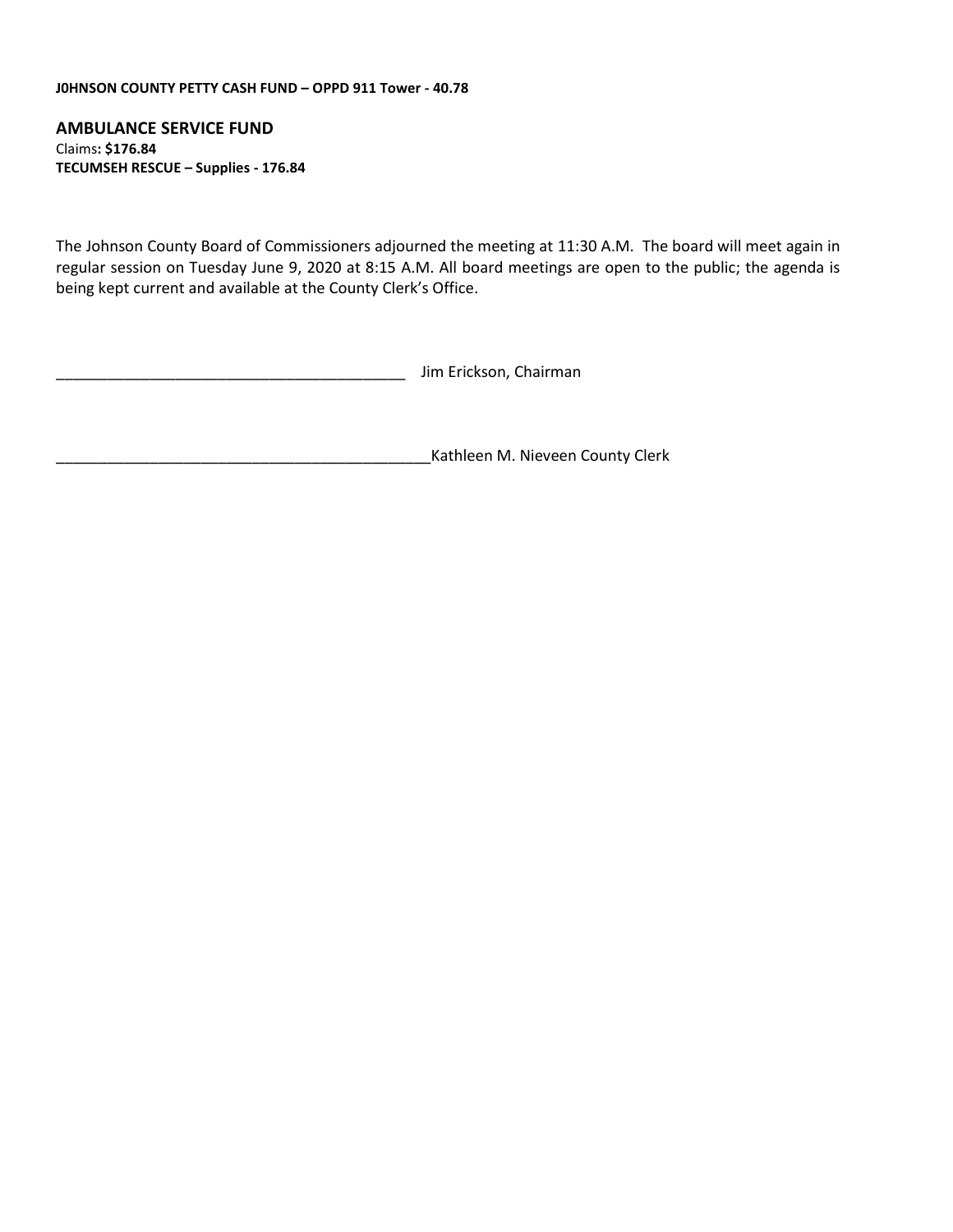**J0HNSON COUNTY PETTY CASH FUND – OPPD 911 Tower - 40.78**

**AMBULANCE SERVICE FUND**

Claims**: $176.84**

**TECUMSEH RESCUE – Supplies - 176.84**

The Johnson County Board of Commissioners adjourned the meeting at 11:30 A.M. The board will meet again in regular session on Tuesday June 9, 2020 at 8:15 A.M. All board meetings are open to the public; the agenda is being kept current and available at the County Clerk's Office.

__________________________________________ Jim Erickson, Chairman

_____________________________________________Kathleen M. Nieveen County Clerk